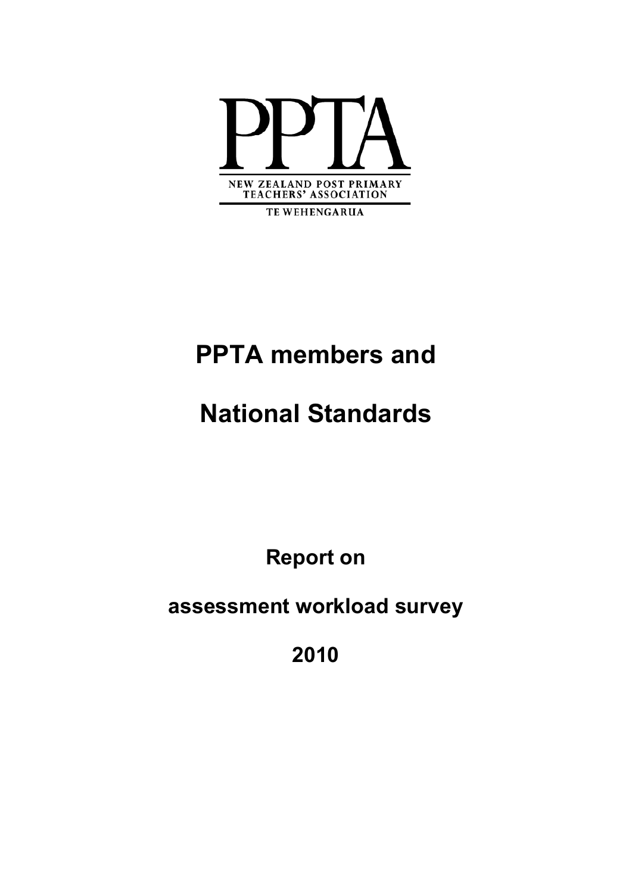PPTA

NEW ZEALAND POST PRIMARY TEACHERS' ASSOCIATION

TE WEHENGARUA

# PPTA members and

# National Standards

## Report on

## assessment workload survey

## 2010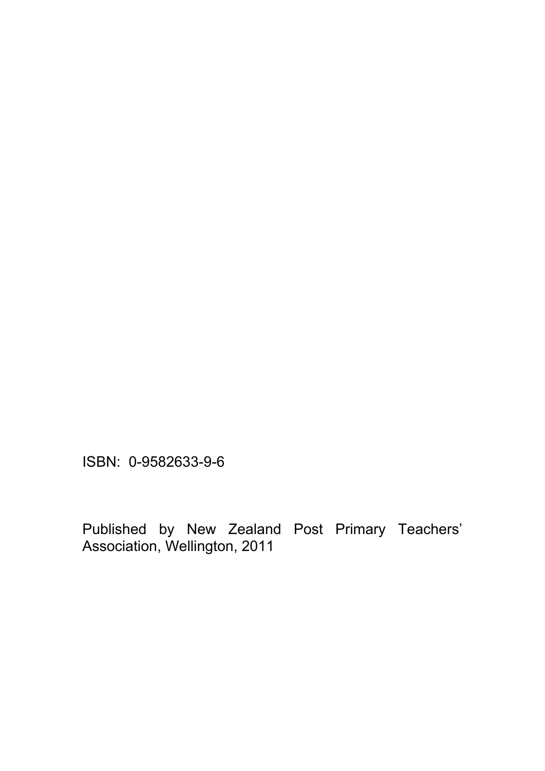ISBN: 0-9582633-9-6

Published by New Zealand Post Primary Teachers' Association, Wellington, 2011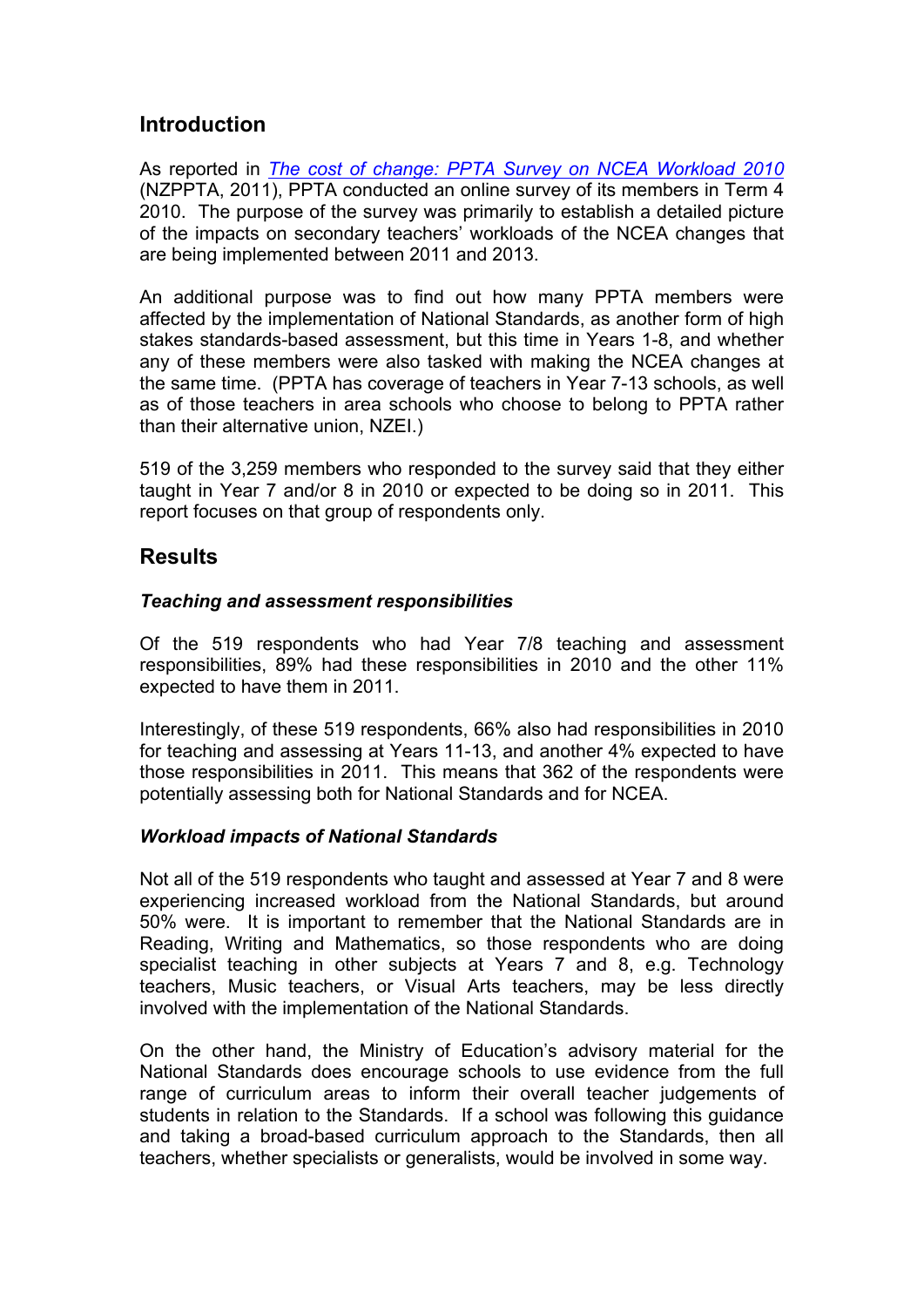## Introduction

As reported in *The cost of change: PPTA Survey on NCEA Workload 2010* (NZPPTA, 2011), PPTA conducted an online survey of its members in Term 4 2010. The purpose of the survey was primarily to establish a detailed picture of the impacts on secondary teachers' workloads of the NCEA changes that are being implemented between 2011 and 2013.

An additional purpose was to find out how many PPTA members were affected by the implementation of National Standards, as another form of high stakes standards-based assessment, but this time in Years 1-8, and whether any of these members were also tasked with making the NCEA changes at the same time. (PPTA has coverage of teachers in Year 7-13 schools, as well as of those teachers in area schools who choose to belong to PPTA rather than their alternative union, NZEI.)

519 of the 3,259 members who responded to the survey said that they either taught in Year 7 and/or 8 in 2010 or expected to be doing so in 2011. This report focuses on that group of respondents only.

## Results

### *Teaching and assessment responsibilities*

Of the 519 respondents who had Year 7/8 teaching and assessment responsibilities, 89% had these responsibilities in 2010 and the other 11% expected to have them in 2011.

Interestingly, of these 519 respondents, 66% also had responsibilities in 2010 for teaching and assessing at Years 11-13, and another 4% expected to have those responsibilities in 2011. This means that 362 of the respondents were potentially assessing both for National Standards and for NCEA.

### *Workload impacts of National Standards*

Not all of the 519 respondents who taught and assessed at Year 7 and 8 were experiencing increased workload from the National Standards, but around 50% were. It is important to remember that the National Standards are in Reading, Writing and Mathematics, so those respondents who are doing specialist teaching in other subjects at Years 7 and 8, e.g. Technology teachers, Music teachers, or Visual Arts teachers, may be less directly involved with the implementation of the National Standards.

On the other hand, the Ministry of Education's advisory material for the National Standards does encourage schools to use evidence from the full range of curriculum areas to inform their overall teacher judgements of students in relation to the Standards. If a school was following this guidance and taking a broad-based curriculum approach to the Standards, then all teachers, whether specialists or generalists, would be involved in some way.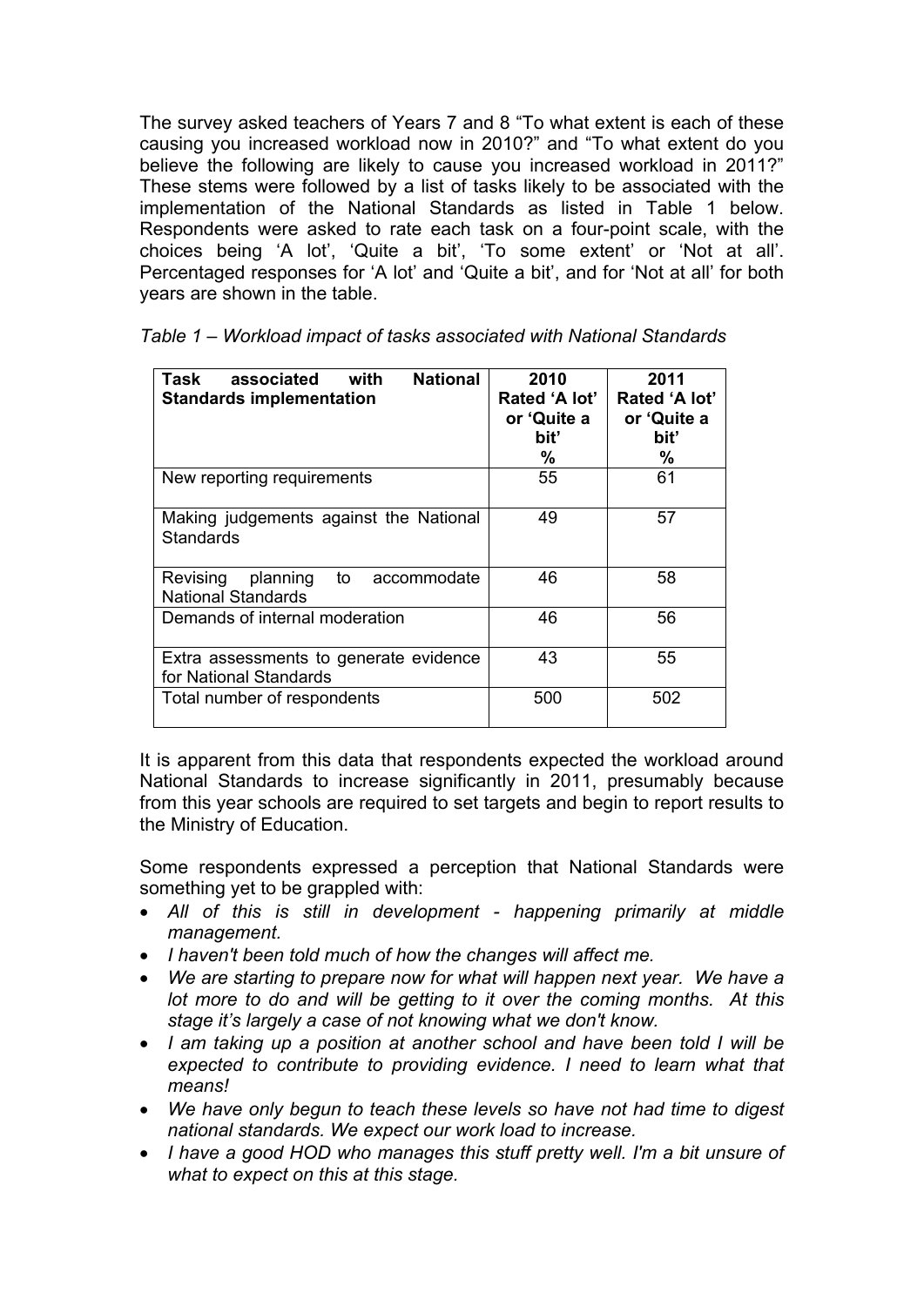The survey asked teachers of Years 7 and 8 "To what extent is each of these causing you increased workload now in 2010?" and "To what extent do you believe the following are likely to cause you increased workload in 2011?" These stems were followed by a list of tasks likely to be associated with the implementation of the National Standards as listed in Table 1 below. Respondents were asked to rate each task on a four-point scale, with the choices being 'A lot', 'Quite a bit', 'To some extent' or 'Not at all'. Percentaged responses for 'A lot' and 'Quite a bit', and for 'Not at all' for both years are shown in the table.

*Table 1 – Workload impact of tasks associated with National Standards*

| Task associated with National Standards implementation | 2010 Rated 'A lot' or 'Quite a bit' % | 2011 Rated 'A lot' or 'Quite a bit' % |
|---|---|---|
| New reporting requirements | 55 | 61 |
| Making judgements against the National Standards | 49 | 57 |
| Revising planning to accommodate National Standards | 46 | 58 |
| Demands of internal moderation | 46 | 56 |
| Extra assessments to generate evidence for National Standards | 43 | 55 |
| Total number of respondents | 500 | 502 |

It is apparent from this data that respondents expected the workload around National Standards to increase significantly in 2011, presumably because from this year schools are required to set targets and begin to report results to the Ministry of Education.

Some respondents expressed a perception that National Standards were something yet to be grappled with:

- *All of this is still in development - happening primarily at middle management.*
- *I haven't been told much of how the changes will affect me.*
- *We are starting to prepare now for what will happen next year. We have a lot more to do and will be getting to it over the coming months. At this stage it's largely a case of not knowing what we don't know.*
- *I am taking up a position at another school and have been told I will be expected to contribute to providing evidence. I need to learn what that means!*
- *We have only begun to teach these levels so have not had time to digest national standards. We expect our work load to increase.*
- *I have a good HOD who manages this stuff pretty well. I'm a bit unsure of what to expect on this at this stage.*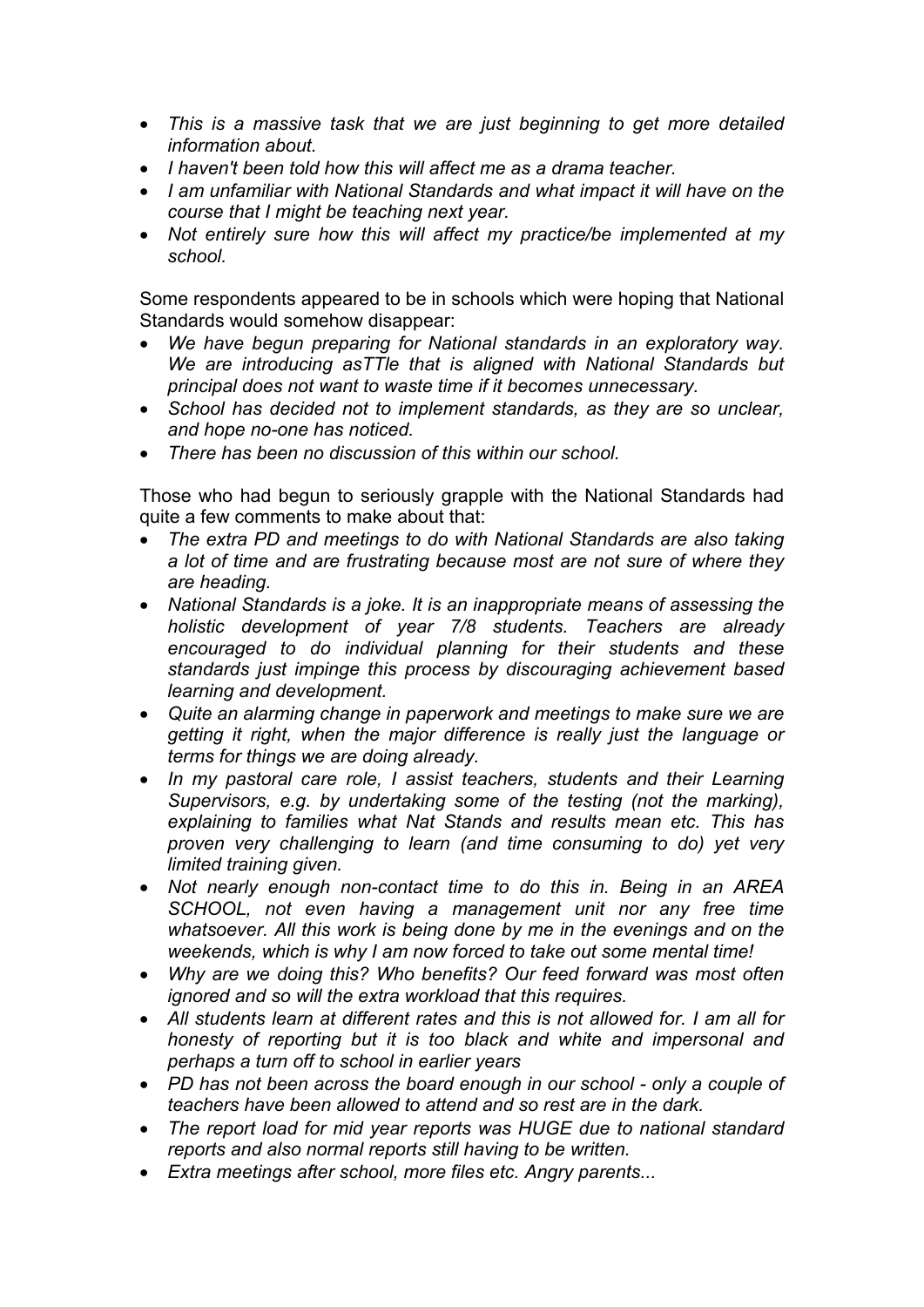- *This is a massive task that we are just beginning to get more detailed information about.*
- *I haven't been told how this will affect me as a drama teacher.*
- *I am unfamiliar with National Standards and what impact it will have on the course that I might be teaching next year.*
- *Not entirely sure how this will affect my practice/be implemented at my school.*

Some respondents appeared to be in schools which were hoping that National Standards would somehow disappear:

- *We have begun preparing for National standards in an exploratory way. We are introducing asTTle that is aligned with National Standards but principal does not want to waste time if it becomes unnecessary.*
- *School has decided not to implement standards, as they are so unclear, and hope no-one has noticed.*
- *There has been no discussion of this within our school.*

Those who had begun to seriously grapple with the National Standards had quite a few comments to make about that:

- *The extra PD and meetings to do with National Standards are also taking a lot of time and are frustrating because most are not sure of where they are heading.*
- *National Standards is a joke. It is an inappropriate means of assessing the holistic development of year 7/8 students. Teachers are already encouraged to do individual planning for their students and these standards just impinge this process by discouraging achievement based learning and development.*
- *Quite an alarming change in paperwork and meetings to make sure we are getting it right, when the major difference is really just the language or terms for things we are doing already.*
- *In my pastoral care role, I assist teachers, students and their Learning Supervisors, e.g. by undertaking some of the testing (not the marking), explaining to families what Nat Stands and results mean etc. This has proven very challenging to learn (and time consuming to do) yet very limited training given.*
- *Not nearly enough non-contact time to do this in. Being in an AREA SCHOOL, not even having a management unit nor any free time whatsoever. All this work is being done by me in the evenings and on the weekends, which is why I am now forced to take out some mental time!*
- *Why are we doing this? Who benefits? Our feed forward was most often ignored and so will the extra workload that this requires.*
- *All students learn at different rates and this is not allowed for. I am all for honesty of reporting but it is too black and white and impersonal and perhaps a turn off to school in earlier years*
- *PD has not been across the board enough in our school - only a couple of teachers have been allowed to attend and so rest are in the dark.*
- *The report load for mid year reports was HUGE due to national standard reports and also normal reports still having to be written.*
- *Extra meetings after school, more files etc. Angry parents...*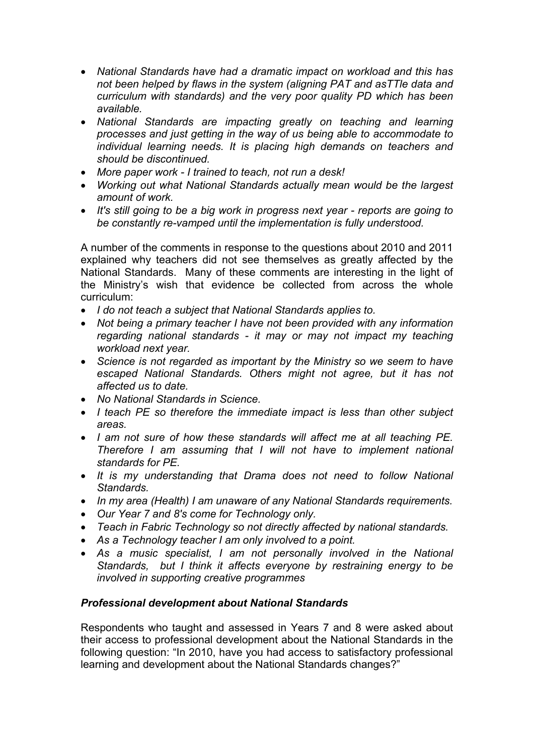- *National Standards have had a dramatic impact on workload and this has not been helped by flaws in the system (aligning PAT and asTTle data and curriculum with standards) and the very poor quality PD which has been available.*
- *National Standards are impacting greatly on teaching and learning processes and just getting in the way of us being able to accommodate to individual learning needs. It is placing high demands on teachers and should be discontinued.*
- *More paper work - I trained to teach, not run a desk!*
- *Working out what National Standards actually mean would be the largest amount of work.*
- *It's still going to be a big work in progress next year - reports are going to be constantly re-vamped until the implementation is fully understood.*

A number of the comments in response to the questions about 2010 and 2011 explained why teachers did not see themselves as greatly affected by the National Standards. Many of these comments are interesting in the light of the Ministry's wish that evidence be collected from across the whole curriculum:

- *I do not teach a subject that National Standards applies to.*
- *Not being a primary teacher I have not been provided with any information regarding national standards - it may or may not impact my teaching workload next year.*
- *Science is not regarded as important by the Ministry so we seem to have escaped National Standards. Others might not agree, but it has not affected us to date.*
- *No National Standards in Science.*
- *I teach PE so therefore the immediate impact is less than other subject areas.*
- *I am not sure of how these standards will affect me at all teaching PE. Therefore I am assuming that I will not have to implement national standards for PE.*
- *It is my understanding that Drama does not need to follow National Standards.*
- *In my area (Health) I am unaware of any National Standards requirements.*
- *Our Year 7 and 8's come for Technology only.*
- *Teach in Fabric Technology so not directly affected by national standards.*
- *As a Technology teacher I am only involved to a point.*
- *As a music specialist, I am not personally involved in the National Standards, but I think it affects everyone by restraining energy to be involved in supporting creative programmes*

### *Professional development about National Standards*

Respondents who taught and assessed in Years 7 and 8 were asked about their access to professional development about the National Standards in the following question: "In 2010, have you had access to satisfactory professional learning and development about the National Standards changes?"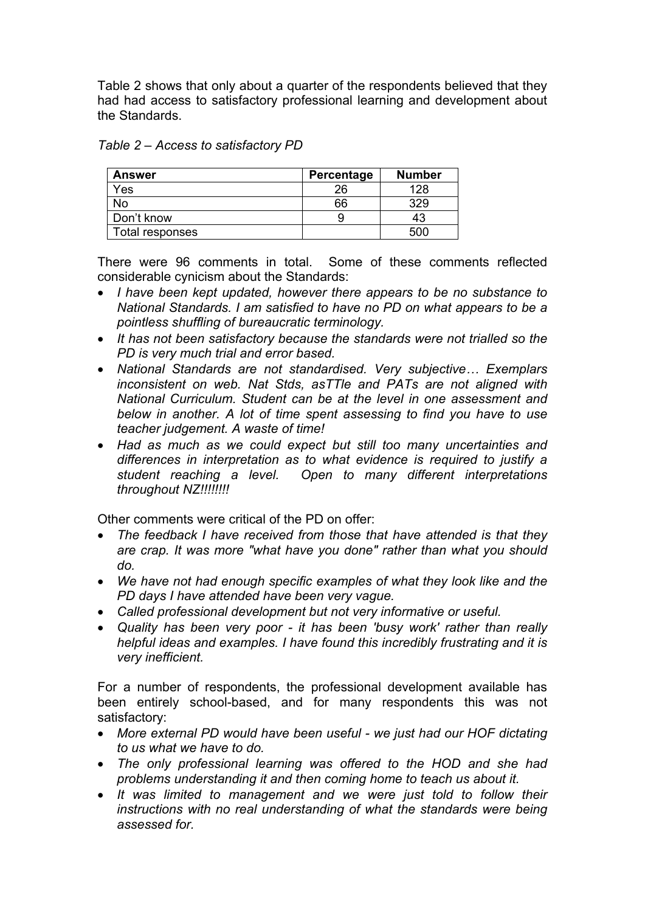Table 2 shows that only about a quarter of the respondents believed that they had had access to satisfactory professional learning and development about the Standards.

*Table 2 – Access to satisfactory PD*

| Answer | Percentage | Number |
|---|---|---|
| Yes | 26 | 128 |
| No | 66 | 329 |
| Don't know | 9 | 43 |
| Total responses | | 500 |

There were 96 comments in total. Some of these comments reflected considerable cynicism about the Standards:

- *I have been kept updated, however there appears to be no substance to National Standards. I am satisfied to have no PD on what appears to be a pointless shuffling of bureaucratic terminology.*
- *It has not been satisfactory because the standards were not trialled so the PD is very much trial and error based.*
- *National Standards are not standardised. Very subjective… Exemplars inconsistent on web. Nat Stds, asTTle and PATs are not aligned with National Curriculum. Student can be at the level in one assessment and below in another. A lot of time spent assessing to find you have to use teacher judgement. A waste of time!*
- *Had as much as we could expect but still too many uncertainties and differences in interpretation as to what evidence is required to justify a student reaching a level. Open to many different interpretations throughout NZ!!!!!!!!*

Other comments were critical of the PD on offer:

- *The feedback I have received from those that have attended is that they are crap. It was more "what have you done" rather than what you should do.*
- *We have not had enough specific examples of what they look like and the PD days I have attended have been very vague.*
- *Called professional development but not very informative or useful.*
- *Quality has been very poor - it has been 'busy work' rather than really helpful ideas and examples. I have found this incredibly frustrating and it is very inefficient.*

For a number of respondents, the professional development available has been entirely school-based, and for many respondents this was not satisfactory:

- *More external PD would have been useful - we just had our HOF dictating to us what we have to do.*
- *The only professional learning was offered to the HOD and she had problems understanding it and then coming home to teach us about it.*
- *It was limited to management and we were just told to follow their instructions with no real understanding of what the standards were being assessed for.*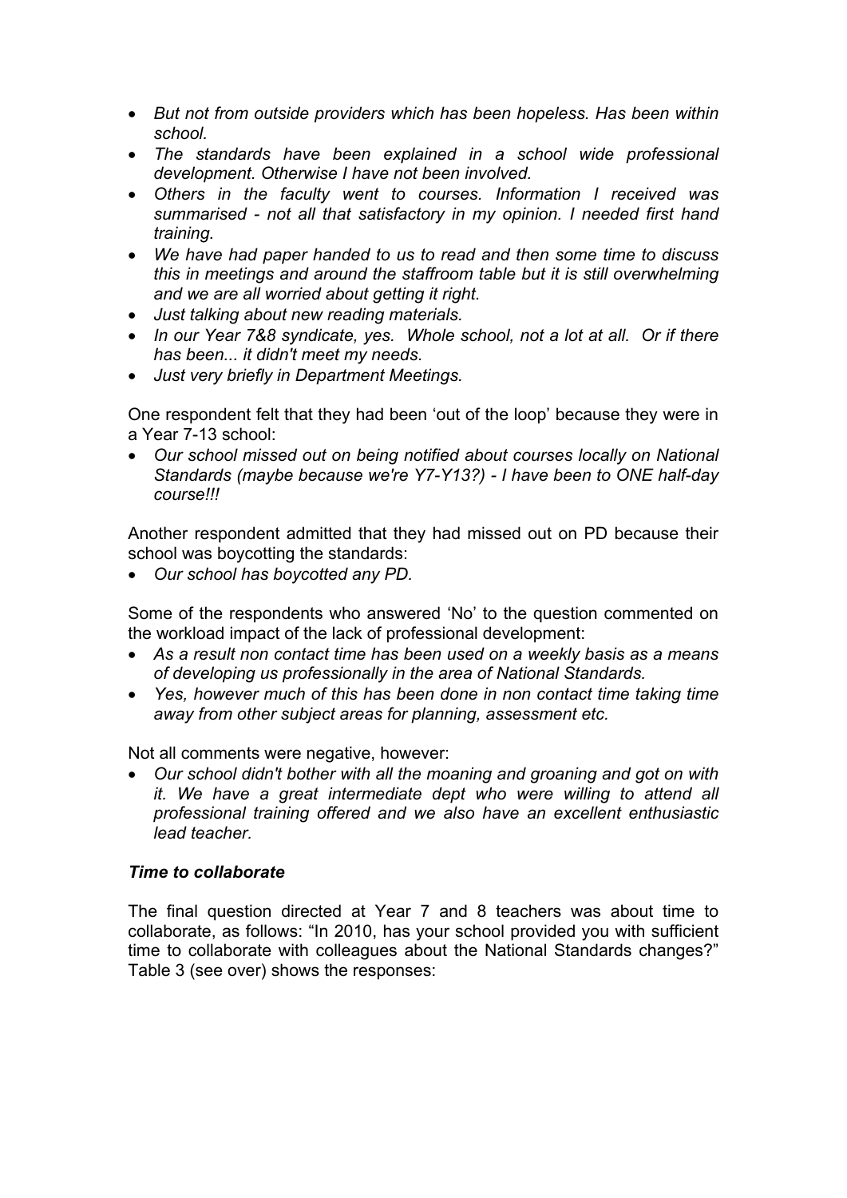- *But not from outside providers which has been hopeless. Has been within school.*
- *The standards have been explained in a school wide professional development. Otherwise I have not been involved.*
- *Others in the faculty went to courses. Information I received was summarised - not all that satisfactory in my opinion. I needed first hand training.*
- *We have had paper handed to us to read and then some time to discuss this in meetings and around the staffroom table but it is still overwhelming and we are all worried about getting it right.*
- *Just talking about new reading materials.*
- *In our Year 7&8 syndicate, yes. Whole school, not a lot at all. Or if there has been... it didn't meet my needs.*
- *Just very briefly in Department Meetings.*

One respondent felt that they had been 'out of the loop' because they were in a Year 7-13 school:

- *Our school missed out on being notified about courses locally on National Standards (maybe because we're Y7-Y13?) - I have been to ONE half-day course!!!*

Another respondent admitted that they had missed out on PD because their school was boycotting the standards:

- *Our school has boycotted any PD.*

Some of the respondents who answered 'No' to the question commented on the workload impact of the lack of professional development:

- *As a result non contact time has been used on a weekly basis as a means of developing us professionally in the area of National Standards.*
- *Yes, however much of this has been done in non contact time taking time away from other subject areas for planning, assessment etc.*

Not all comments were negative, however:

- *Our school didn't bother with all the moaning and groaning and got on with it. We have a great intermediate dept who were willing to attend all professional training offered and we also have an excellent enthusiastic lead teacher.*

### *Time to collaborate*

The final question directed at Year 7 and 8 teachers was about time to collaborate, as follows: "In 2010, has your school provided you with sufficient time to collaborate with colleagues about the National Standards changes?" Table 3 (see over) shows the responses: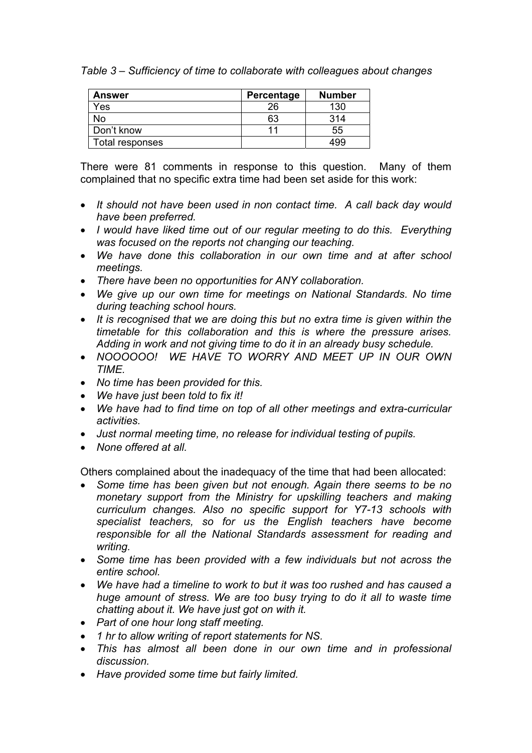*Table 3 – Sufficiency of time to collaborate with colleagues about changes*

| Answer | Percentage | Number |
|---|---|---|
| Yes | 26 | 130 |
| No | 63 | 314 |
| Don't know | 11 | 55 |
| Total responses | | 499 |

There were 81 comments in response to this question. Many of them complained that no specific extra time had been set aside for this work:

- *It should not have been used in non contact time. A call back day would have been preferred.*
- *I would have liked time out of our regular meeting to do this. Everything was focused on the reports not changing our teaching.*
- *We have done this collaboration in our own time and at after school meetings.*
- *There have been no opportunities for ANY collaboration.*
- *We give up our own time for meetings on National Standards. No time during teaching school hours.*
- *It is recognised that we are doing this but no extra time is given within the timetable for this collaboration and this is where the pressure arises. Adding in work and not giving time to do it in an already busy schedule.*
- *NOOOOOO! WE HAVE TO WORRY AND MEET UP IN OUR OWN TIME.*
- *No time has been provided for this.*
- *We have just been told to fix it!*
- *We have had to find time on top of all other meetings and extra-curricular activities.*
- *Just normal meeting time, no release for individual testing of pupils.*
- *None offered at all.*

Others complained about the inadequacy of the time that had been allocated:

- *Some time has been given but not enough. Again there seems to be no monetary support from the Ministry for upskilling teachers and making curriculum changes. Also no specific support for Y7-13 schools with specialist teachers, so for us the English teachers have become responsible for all the National Standards assessment for reading and writing.*
- *Some time has been provided with a few individuals but not across the entire school.*
- *We have had a timeline to work to but it was too rushed and has caused a huge amount of stress. We are too busy trying to do it all to waste time chatting about it. We have just got on with it.*
- *Part of one hour long staff meeting.*
- *1 hr to allow writing of report statements for NS.*
- *This has almost all been done in our own time and in professional discussion.*
- *Have provided some time but fairly limited.*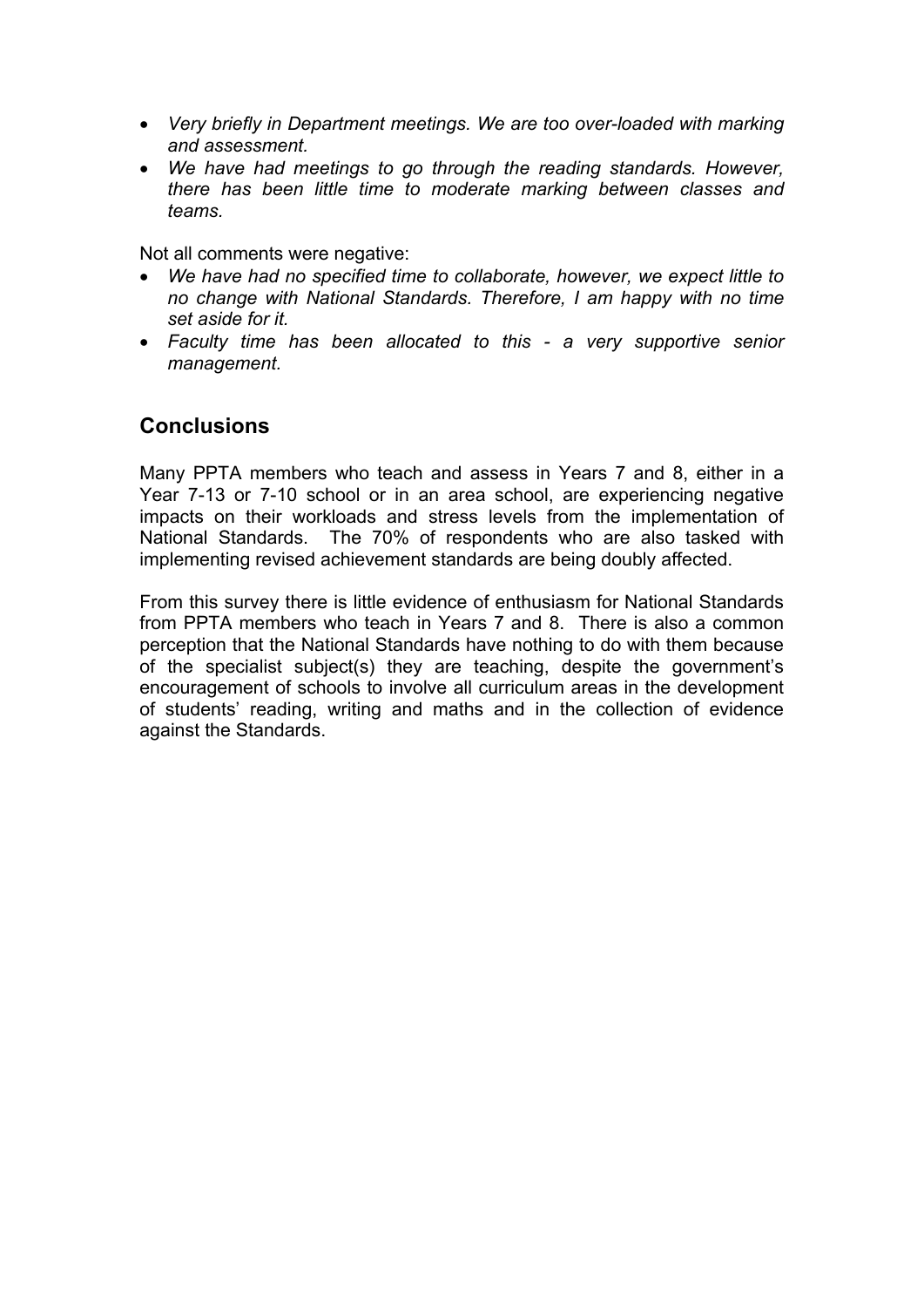- *Very briefly in Department meetings. We are too over-loaded with marking and assessment.*
- *We have had meetings to go through the reading standards. However, there has been little time to moderate marking between classes and teams.*

Not all comments were negative:

- *We have had no specified time to collaborate, however, we expect little to no change with National Standards. Therefore, I am happy with no time set aside for it.*
- *Faculty time has been allocated to this - a very supportive senior management.*

## Conclusions

Many PPTA members who teach and assess in Years 7 and 8, either in a Year 7-13 or 7-10 school or in an area school, are experiencing negative impacts on their workloads and stress levels from the implementation of National Standards. The 70% of respondents who are also tasked with implementing revised achievement standards are being doubly affected.

From this survey there is little evidence of enthusiasm for National Standards from PPTA members who teach in Years 7 and 8. There is also a common perception that the National Standards have nothing to do with them because of the specialist subject(s) they are teaching, despite the government's encouragement of schools to involve all curriculum areas in the development of students' reading, writing and maths and in the collection of evidence against the Standards.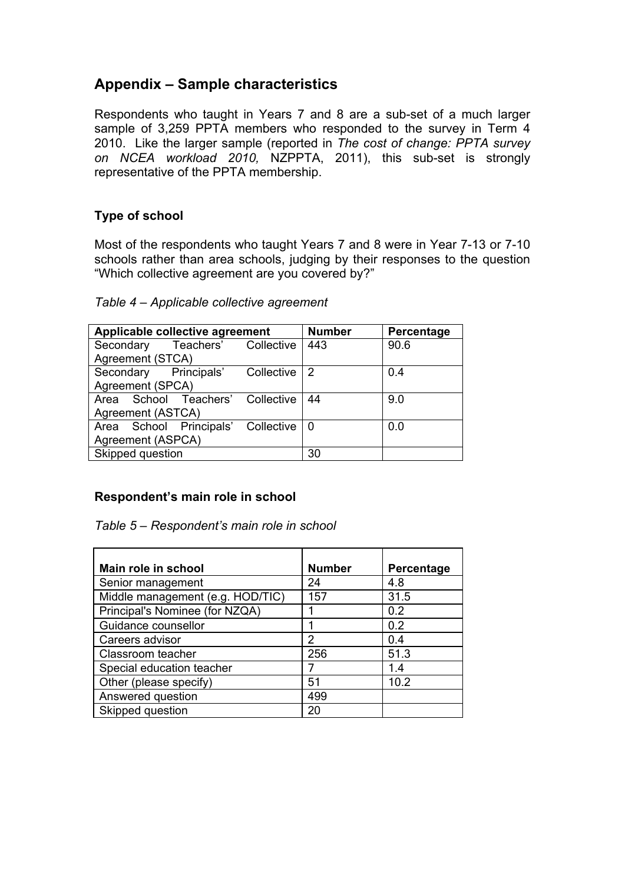## Appendix – Sample characteristics

Respondents who taught in Years 7 and 8 are a sub-set of a much larger sample of 3,259 PPTA members who responded to the survey in Term 4 2010. Like the larger sample (reported in *The cost of change: PPTA survey on NCEA workload 2010,* NZPPTA, 2011), this sub-set is strongly representative of the PPTA membership.

### Type of school

Most of the respondents who taught Years 7 and 8 were in Year 7-13 or 7-10 schools rather than area schools, judging by their responses to the question "Which collective agreement are you covered by?"

*Table 4 – Applicable collective agreement*

| Applicable collective agreement | Number | Percentage |
|---|---|---|
| Secondary Teachers' Collective Agreement (STCA) | 443 | 90.6 |
| Secondary Principals' Collective Agreement (SPCA) | 2 | 0.4 |
| Area School Teachers' Collective Agreement (ASTCA) | 44 | 9.0 |
| Area School Principals' Collective Agreement (ASPCA) | 0 | 0.0 |
| Skipped question | 30 | |

### Respondent's main role in school

*Table 5 – Respondent's main role in school*

| Main role in school | Number | Percentage |
|---|---|---|
| Senior management | 24 | 4.8 |
| Middle management (e.g. HOD/TIC) | 157 | 31.5 |
| Principal's Nominee (for NZQA) | 1 | 0.2 |
| Guidance counsellor | 1 | 0.2 |
| Careers advisor | 2 | 0.4 |
| Classroom teacher | 256 | 51.3 |
| Special education teacher | 7 | 1.4 |
| Other (please specify) | 51 | 10.2 |
| Answered question | 499 | |
| Skipped question | 20 | |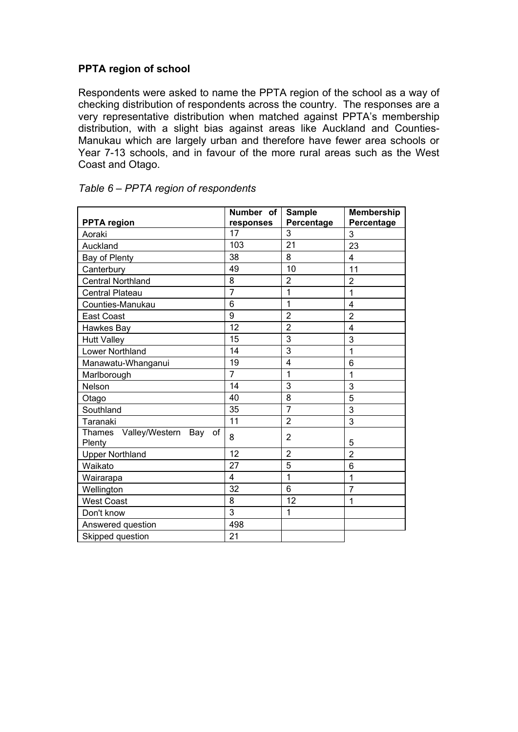### PPTA region of school

Respondents were asked to name the PPTA region of the school as a way of checking distribution of respondents across the country. The responses are a very representative distribution when matched against PPTA's membership distribution, with a slight bias against areas like Auckland and Counties-Manukau which are largely urban and therefore have fewer area schools or Year 7-13 schools, and in favour of the more rural areas such as the West Coast and Otago.

*Table 6 – PPTA region of respondents*

| PPTA region | Number of responses | Sample Percentage | Membership Percentage |
|---|---|---|---|
| Aoraki | 17 | 3 | 3 |
| Auckland | 103 | 21 | 23 |
| Bay of Plenty | 38 | 8 | 4 |
| Canterbury | 49 | 10 | 11 |
| Central Northland | 8 | 2 | 2 |
| Central Plateau | 7 | 1 | 1 |
| Counties-Manukau | 6 | 1 | 4 |
| East Coast | 9 | 2 | 2 |
| Hawkes Bay | 12 | 2 | 4 |
| Hutt Valley | 15 | 3 | 3 |
| Lower Northland | 14 | 3 | 1 |
| Manawatu-Whanganui | 19 | 4 | 6 |
| Marlborough | 7 | 1 | 1 |
| Nelson | 14 | 3 | 3 |
| Otago | 40 | 8 | 5 |
| Southland | 35 | 7 | 3 |
| Taranaki | 11 | 2 | 3 |
| Thames Valley/Western Bay of Plenty | 8 | 2 | 5 |
| Upper Northland | 12 | 2 | 2 |
| Waikato | 27 | 5 | 6 |
| Wairarapa | 4 | 1 | 1 |
| Wellington | 32 | 6 | 7 |
| West Coast | 8 | 12 | 1 |
| Don't know | 3 | 1 | |
| Answered question | 498 | | |
| Skipped question | 21 | | |